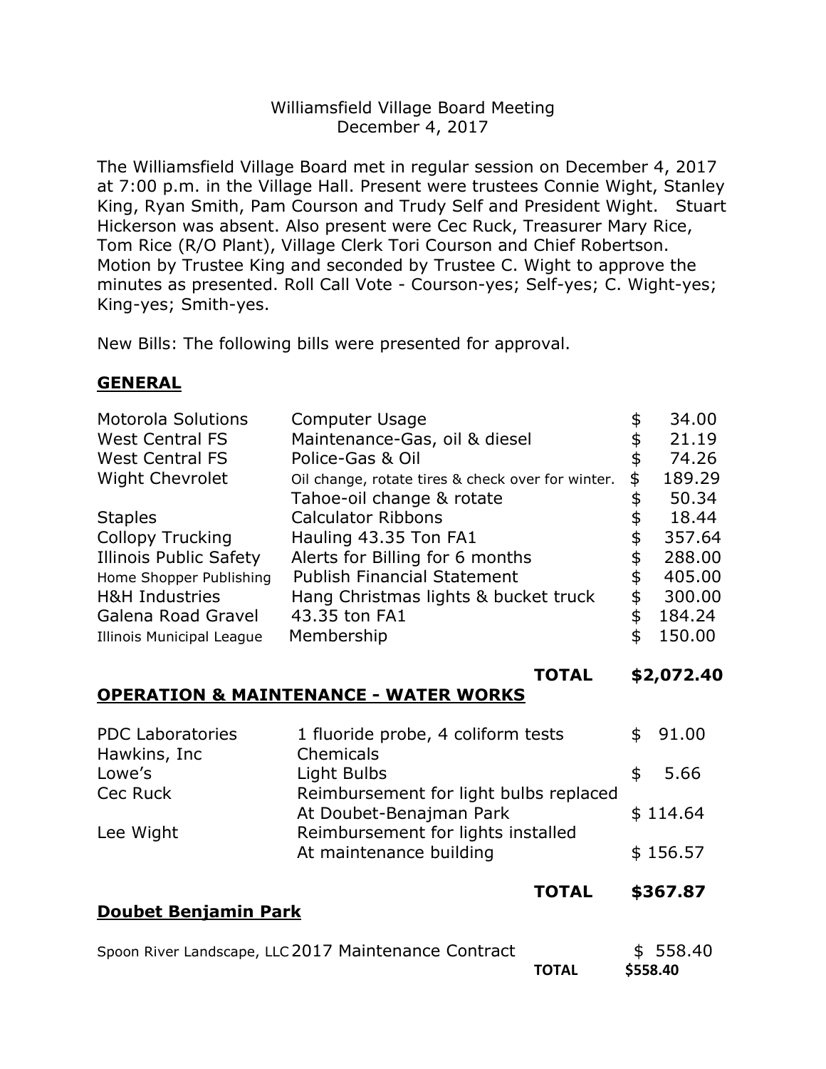Williamsfield Village Board Meeting
December 4, 2017

The Williamsfield Village Board met in regular session on December 4, 2017 at 7:00 p.m. in the Village Hall. Present were trustees Connie Wight, Stanley King, Ryan Smith, Pam Courson and Trudy Self and President Wight. Stuart Hickerson was absent. Also present were Cec Ruck, Treasurer Mary Rice, Tom Rice (R/O Plant), Village Clerk Tori Courson and Chief Robertson. Motion by Trustee King and seconded by Trustee C. Wight to approve the minutes as presented. Roll Call Vote - Courson-yes; Self-yes; C. Wight-yes; King-yes; Smith-yes.

New Bills: The following bills were presented for approval.

## GENERAL

| | | |
|---|---|---|
| Motorola Solutions | Computer Usage | $ 34.00 |
| West Central FS | Maintenance-Gas, oil & diesel | $ 21.19 |
| West Central FS | Police-Gas & Oil | $ 74.26 |
| Wight Chevrolet | Oil change, rotate tires & check over for winter. | $ 189.29 |
| | Tahoe-oil change & rotate | $ 50.34 |
| Staples | Calculator Ribbons | $ 18.44 |
| Collopy Trucking | Hauling 43.35 Ton FA1 | $ 357.64 |
| Illinois Public Safety | Alerts for Billing for 6 months | $ 288.00 |
| Home Shopper Publishing | Publish Financial Statement | $ 405.00 |
| H&H Industries | Hang Christmas lights & bucket truck | $ 300.00 |
| Galena Road Gravel | 43.35 ton FA1 | $ 184.24 |
| Illinois Municipal League | Membership | $ 150.00 |
| | **TOTAL** | **$2,072.40** |

## OPERATION & MAINTENANCE - WATER WORKS

| | | |
|---|---|---|
| PDC Laboratories | 1 fluoride probe, 4 coliform tests | $ 91.00 |
| Hawkins, Inc | Chemicals | |
| Lowe's | Light Bulbs | $ 5.66 |
| Cec Ruck | Reimbursement for light bulbs replaced At Doubet-Benajman Park | $ 114.64 |
| Lee Wight | Reimbursement for lights installed At maintenance building | $ 156.57 |
| | **TOTAL** | **$367.87** |

## Doubet Benjamin Park

| | | |
|---|---|---|
| Spoon River Landscape, LLC | 2017 Maintenance Contract | $ 558.40 |
| | **TOTAL** | **$558.40** |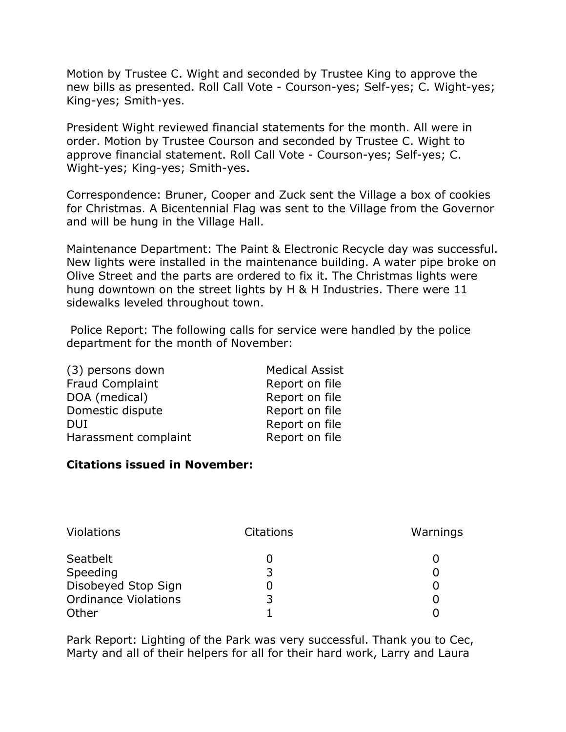Motion by Trustee C. Wight and seconded by Trustee King to approve the new bills as presented. Roll Call Vote - Courson-yes; Self-yes; C. Wight-yes; King-yes; Smith-yes.

President Wight reviewed financial statements for the month. All were in order. Motion by Trustee Courson and seconded by Trustee C. Wight to approve financial statement. Roll Call Vote - Courson-yes; Self-yes; C. Wight-yes; King-yes; Smith-yes.

Correspondence: Bruner, Cooper and Zuck sent the Village a box of cookies for Christmas. A Bicentennial Flag was sent to the Village from the Governor and will be hung in the Village Hall.

Maintenance Department: The Paint & Electronic Recycle day was successful. New lights were installed in the maintenance building. A water pipe broke on Olive Street and the parts are ordered to fix it. The Christmas lights were hung downtown on the street lights by H & H Industries. There were 11 sidewalks leveled throughout town.

Police Report: The following calls for service were handled by the police department for the month of November:

| | |
|---|---|
| (3) persons down | Medical Assist |
| Fraud Complaint | Report on file |
| DOA (medical) | Report on file |
| Domestic dispute | Report on file |
| DUI | Report on file |
| Harassment complaint | Report on file |

**Citations issued in November:**

| Violations | Citations | Warnings |
|---|---|---|
| Seatbelt | 0 | 0 |
| Speeding | 3 | 0 |
| Disobeyed Stop Sign | 0 | 0 |
| Ordinance Violations | 3 | 0 |
| Other | 1 | 0 |

Park Report: Lighting of the Park was very successful. Thank you to Cec, Marty and all of their helpers for all for their hard work, Larry and Laura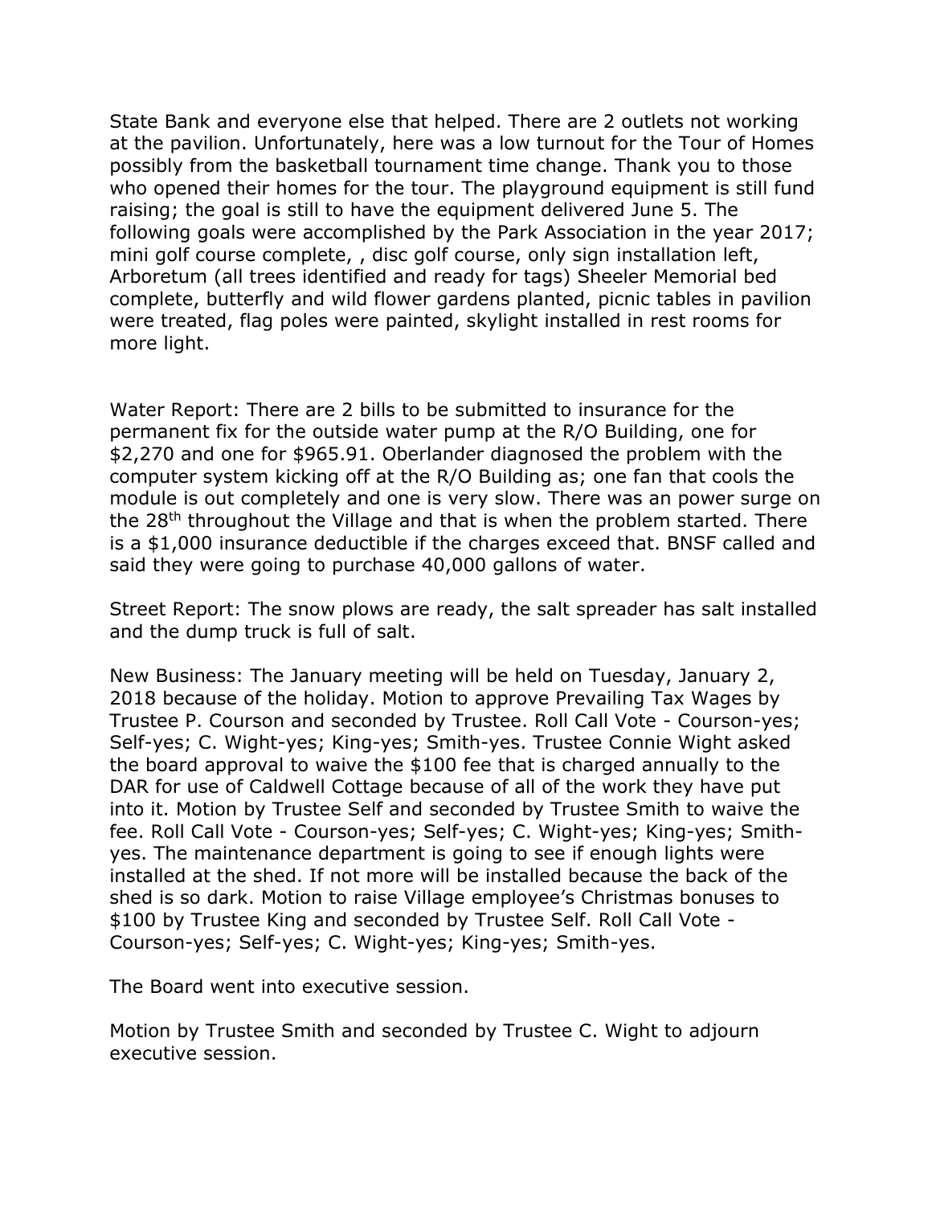State Bank and everyone else that helped. There are 2 outlets not working at the pavilion. Unfortunately, here was a low turnout for the Tour of Homes possibly from the basketball tournament time change. Thank you to those who opened their homes for the tour. The playground equipment is still fund raising; the goal is still to have the equipment delivered June 5. The following goals were accomplished by the Park Association in the year 2017; mini golf course complete, , disc golf course, only sign installation left, Arboretum (all trees identified and ready for tags) Sheeler Memorial bed complete, butterfly and wild flower gardens planted, picnic tables in pavilion were treated, flag poles were painted, skylight installed in rest rooms for more light.

Water Report: There are 2 bills to be submitted to insurance for the permanent fix for the outside water pump at the R/O Building, one for $2,270 and one for $965.91. Oberlander diagnosed the problem with the computer system kicking off at the R/O Building as; one fan that cools the module is out completely and one is very slow. There was an power surge on the 28th throughout the Village and that is when the problem started. There is a $1,000 insurance deductible if the charges exceed that. BNSF called and said they were going to purchase 40,000 gallons of water.

Street Report: The snow plows are ready, the salt spreader has salt installed and the dump truck is full of salt.

New Business: The January meeting will be held on Tuesday, January 2, 2018 because of the holiday. Motion to approve Prevailing Tax Wages by Trustee P. Courson and seconded by Trustee. Roll Call Vote - Courson-yes; Self-yes; C. Wight-yes; King-yes; Smith-yes. Trustee Connie Wight asked the board approval to waive the $100 fee that is charged annually to the DAR for use of Caldwell Cottage because of all of the work they have put into it. Motion by Trustee Self and seconded by Trustee Smith to waive the fee. Roll Call Vote - Courson-yes; Self-yes; C. Wight-yes; King-yes; Smith-yes. The maintenance department is going to see if enough lights were installed at the shed. If not more will be installed because the back of the shed is so dark. Motion to raise Village employee's Christmas bonuses to $100 by Trustee King and seconded by Trustee Self. Roll Call Vote - Courson-yes; Self-yes; C. Wight-yes; King-yes; Smith-yes.

The Board went into executive session.

Motion by Trustee Smith and seconded by Trustee C. Wight to adjourn executive session.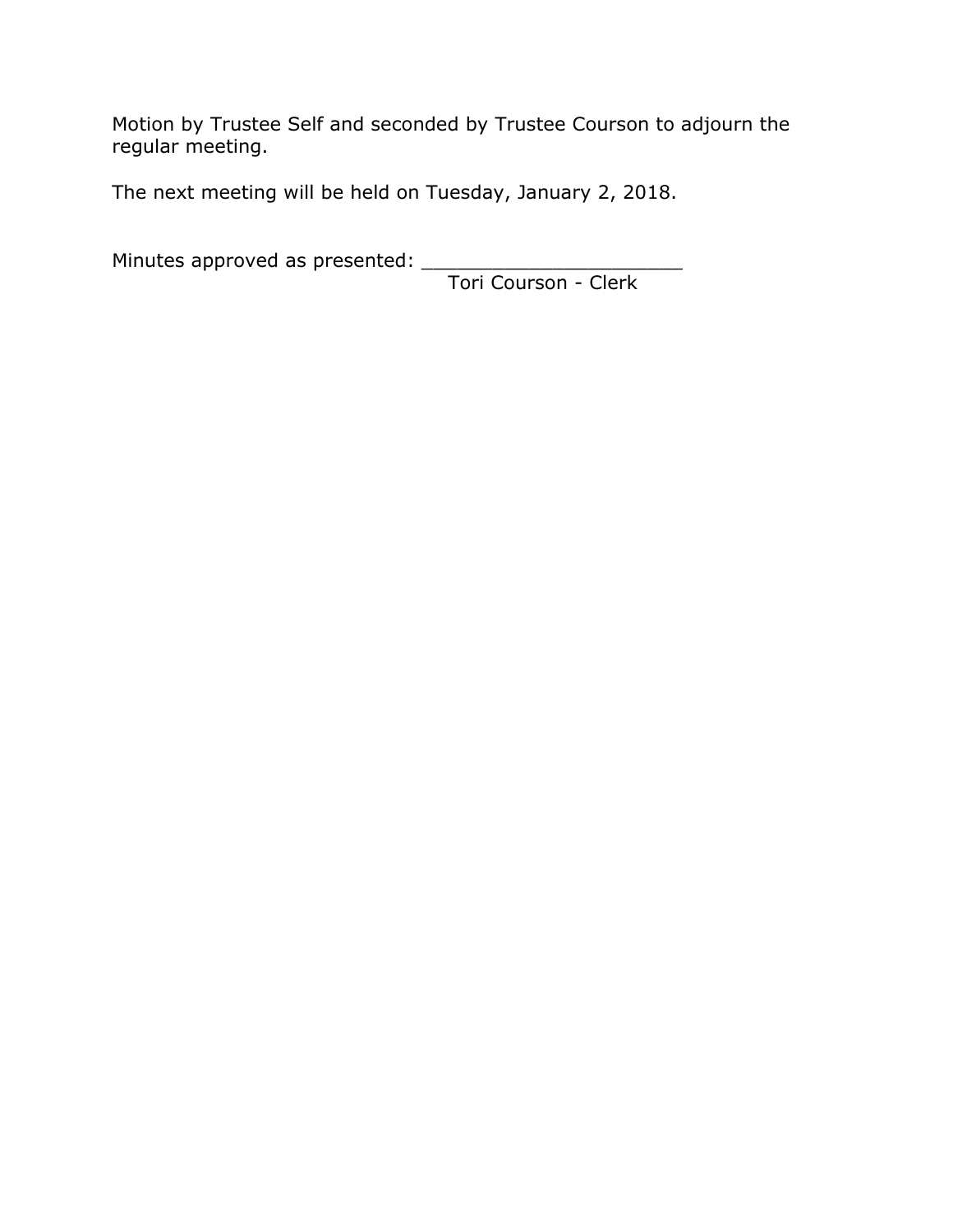Motion by Trustee Self and seconded by Trustee Courson to adjourn the regular meeting.

The next meeting will be held on Tuesday, January 2, 2018.

Minutes approved as presented: ______________________
Tori Courson - Clerk